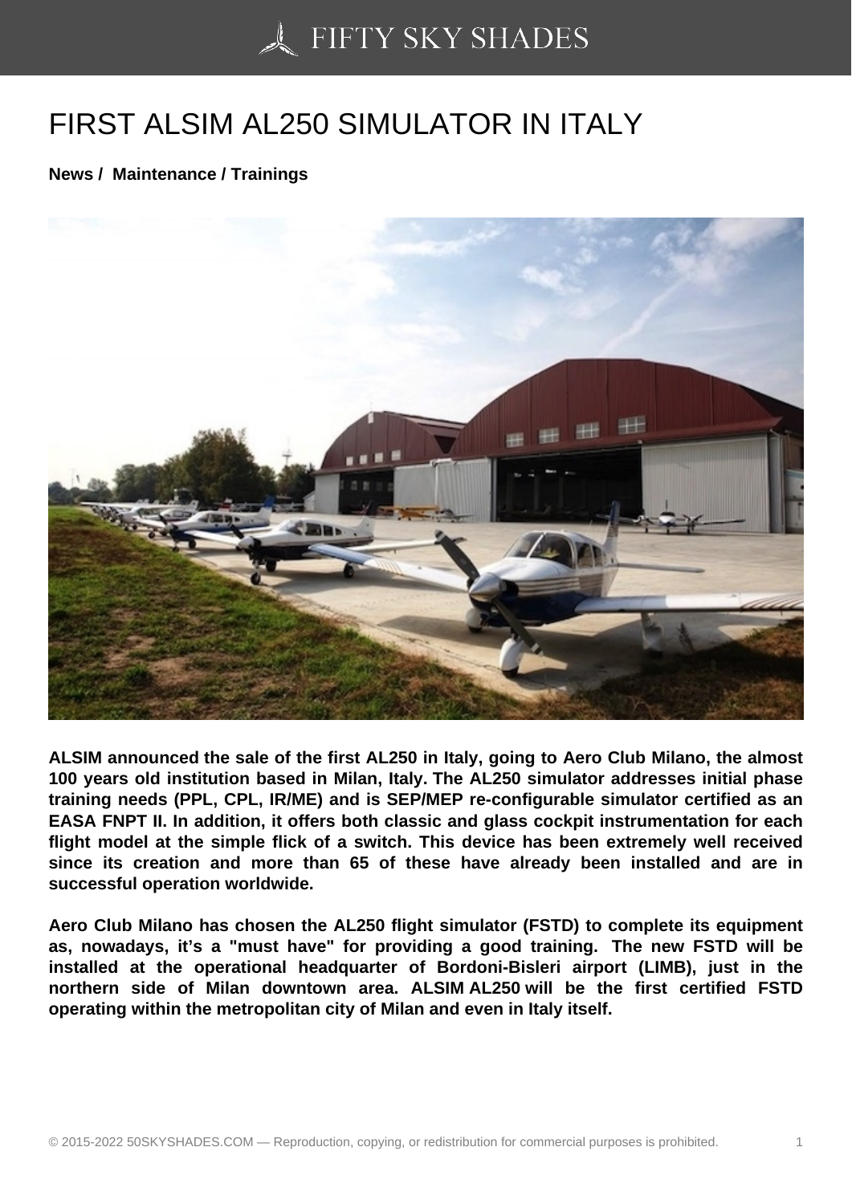# FIRST ALSIM AL250 SIMULATOR IN ITALY

**News / Maintenance / Trainings**

**ALSIM announced the sale of the first AL250 in Italy, going to Aero Club Milano, the almost 100 years old institution based in Milan, Italy. The AL250 simulator addresses initial phase training needs (PPL, CPL, IR/ME) and is SEP/MEP re-configurable simulator certified as an EASA FNPT II. In addition, it offers both classic and glass cockpit instrumentation for each flight model at the simple flick of a switch. This device has been extremely well received since its creation and more than 65 of these have already been installed and are in successful operation worldwide.**

**Aero Club Milano has chosen the AL250 flight simulator (FSTD) to complete its equipment as, nowadays, it's a "must have" for providing a good training. The new FSTD will be installed at the operational headquarter of Bordoni-Bisleri airport (LIMB), just in the northern side of Milan downtown area. ALSIM AL250 will be the first certified FSTD operating within the metropolitan city of Milan and even in Italy itself.**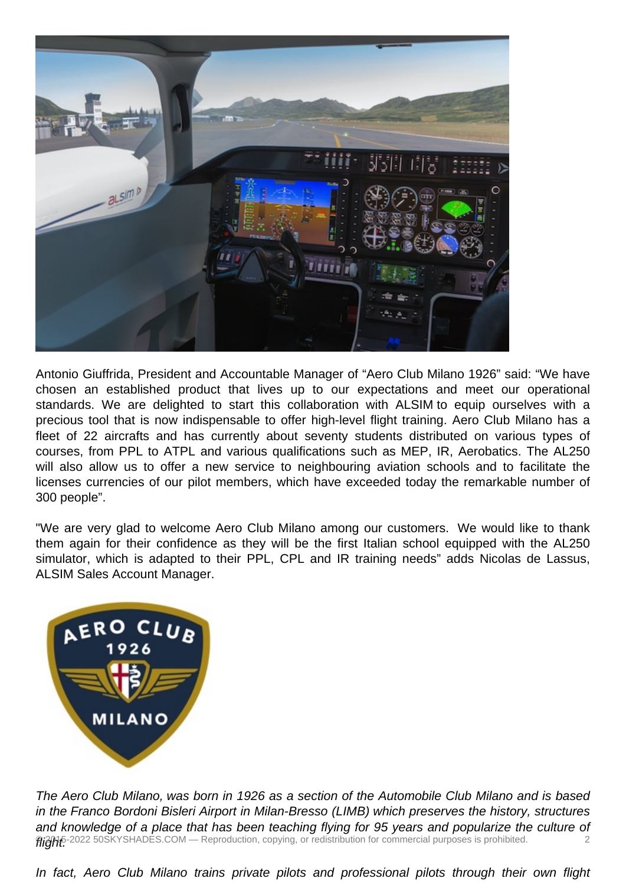Antonio Giuffrida, President and Accountable Manager of “Aero Club Milano 1926” said: “We have chosen an established product that lives up to our expectations and meet our operational standards. We are delighted to start this collaboration with ALSIM to equip ourselves with a precious tool that is now indispensable to offer high-level flight training. Aero Club Milano has a fleet of 22 aircrafts and has currently about seventy students distributed on various types of courses, from PPL to ATPL and various qualifications such as MEP, IR, Aerobatics. The AL250 will also allow us to offer a new service to neighbouring aviation schools and to facilitate the licenses currencies of our pilot members, which have exceeded today the remarkable number of 300 people”.

"We are very glad to welcome Aero Club Milano among our customers. We would like to thank them again for their confidence as they will be the first Italian school equipped with the AL250 simulator, which is adapted to their PPL, CPL and IR training needs” adds Nicolas de Lassus, ALSIM Sales Account Manager.

*The Aero Club Milano, was born in 1926 as a section of the Automobile Club Milano and is based in the Franco Bordoni Bisleri Airport in Milan-Bresso (LIMB) which preserves the history, structures and knowledge of a place that has been teaching flying for 95 years and popularize the culture of flight.*

*In fact, Aero Club Milano trains private pilots and professional pilots through their own flight*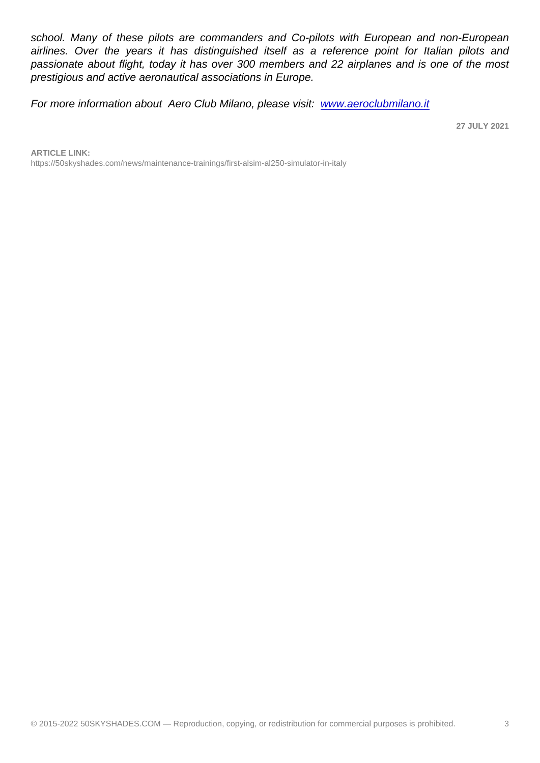*school. Many of these pilots are commanders and Co-pilots with European and non-European airlines. Over the years it has distinguished itself as a reference point for Italian pilots and passionate about flight, today it has over 300 members and 22 airplanes and is one of the most prestigious and active aeronautical associations in Europe.*

*For more information about Aero Club Milano, please visit: [www.aeroclubmilano.it](http://www.aeroclubmilano.it)*

**27 JULY 2021**

**ARTICLE LINK:**
https://50skyshades.com/news/maintenance-trainings/first-alsim-al250-simulator-in-italy